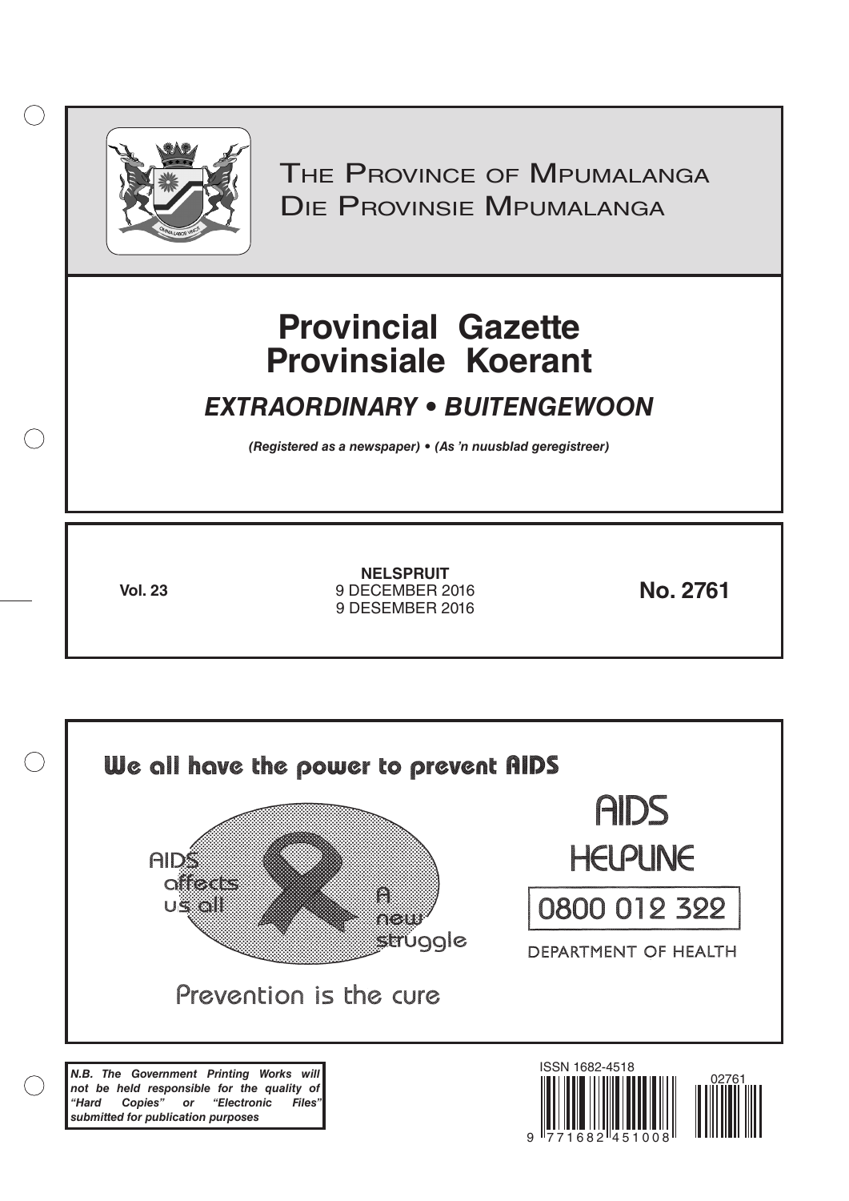# The Province of Mpumalanga
# Die Provinsie Mpumalanga

# Provincial Gazette
# Provinsiale Koerant

## *EXTRAORDINARY • BUITENGEWOON*

***(Registered as a newspaper) • (As 'n nuusblad geregistreer)***

**Vol. 23**

**NELSPRUIT**
9 DECEMBER 2016
9 DESEMBER 2016

**No. 2761**

We all have the power to prevent AIDS

AIDS affects us all

A new struggle

Prevention is the cure

AIDS HELPLINE

0800 012 322

DEPARTMENT OF HEALTH

***N.B. The Government Printing Works will not be held responsible for the quality of "Hard Copies" or "Electronic Files" submitted for publication purposes***

ISSN 1682-4518

02761

9 771682 451008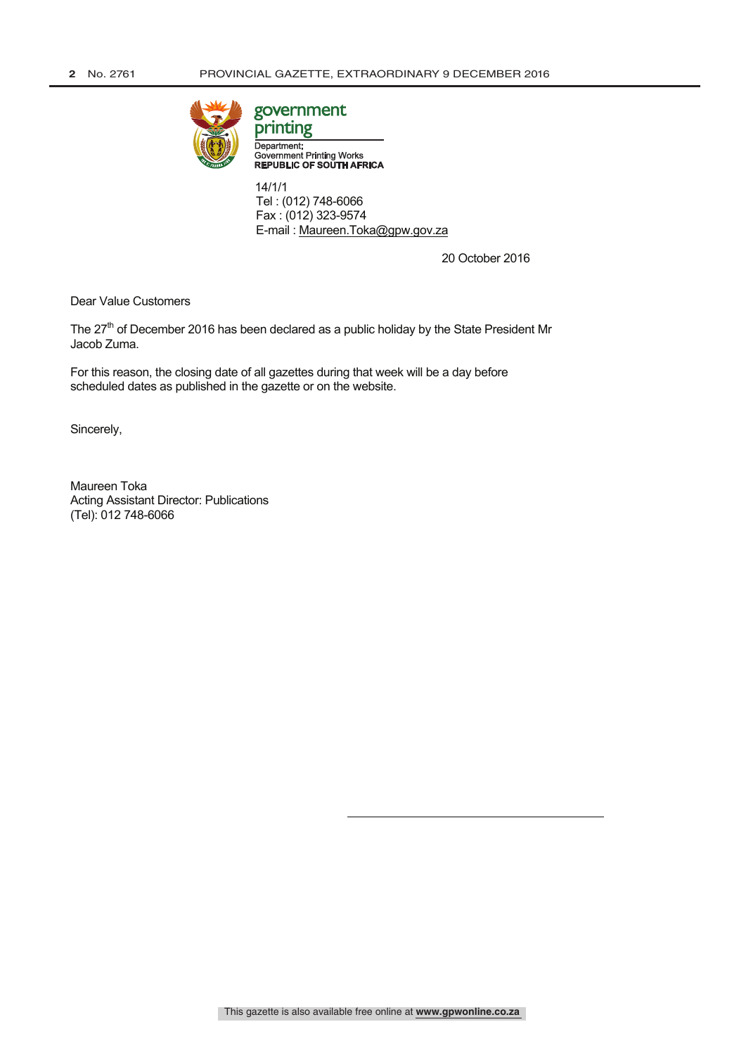government printing

Department:
Government Printing Works
**REPUBLIC OF SOUTH AFRICA**

14/1/1
Tel : (012) 748-6066
Fax : (012) 323-9574
E-mail : Maureen.Toka@gpw.gov.za

20 October 2016

Dear Value Customers

The 27th of December 2016 has been declared as a public holiday by the State President Mr Jacob Zuma.

For this reason, the closing date of all gazettes during that week will be a day before scheduled dates as published in the gazette or on the website.

Sincerely,

Maureen Toka
Acting Assistant Director: Publications
(Tel): 012 748-6066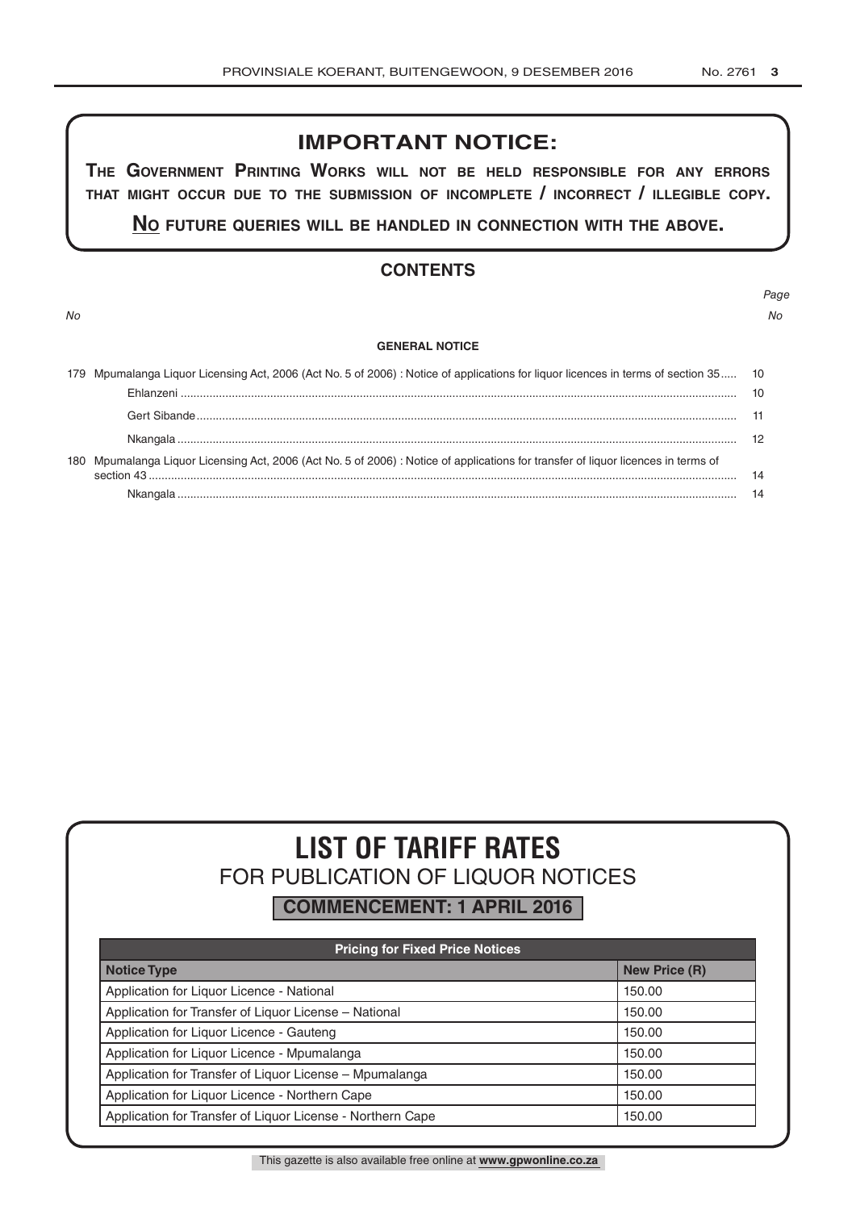## IMPORTANT NOTICE:

**THE GOVERNMENT PRINTING WORKS WILL NOT BE HELD RESPONSIBLE FOR ANY ERRORS THAT MIGHT OCCUR DUE TO THE SUBMISSION OF INCOMPLETE / INCORRECT / ILLEGIBLE COPY.**

**NO FUTURE QUERIES WILL BE HANDLED IN CONNECTION WITH THE ABOVE.**

## CONTENTS

| *No* | | *Page No* |
|---|---|---|
| | **GENERAL NOTICE** | |
| 179 | Mpumalanga Liquor Licensing Act, 2006 (Act No. 5 of 2006) : Notice of applications for liquor licences in terms of section 35 | 10 |
| | Ehlanzeni | 10 |
| | Gert Sibande | 11 |
| | Nkangala | 12 |
| 180 | Mpumalanga Liquor Licensing Act, 2006 (Act No. 5 of 2006) : Notice of applications for transfer of liquor licences in terms of section 43 | 14 |
| | Nkangala | 14 |

# LIST OF TARIFF RATES
## FOR PUBLICATION OF LIQUOR NOTICES
### COMMENCEMENT: 1 APRIL 2016

| Pricing for Fixed Price Notices | |
|---|---|
| **Notice Type** | **New Price (R)** |
| Application for Liquor Licence - National | 150.00 |
| Application for Transfer of Liquor License – National | 150.00 |
| Application for Liquor Licence - Gauteng | 150.00 |
| Application for Liquor Licence - Mpumalanga | 150.00 |
| Application for Transfer of Liquor License – Mpumalanga | 150.00 |
| Application for Liquor Licence - Northern Cape | 150.00 |
| Application for Transfer of Liquor License - Northern Cape | 150.00 |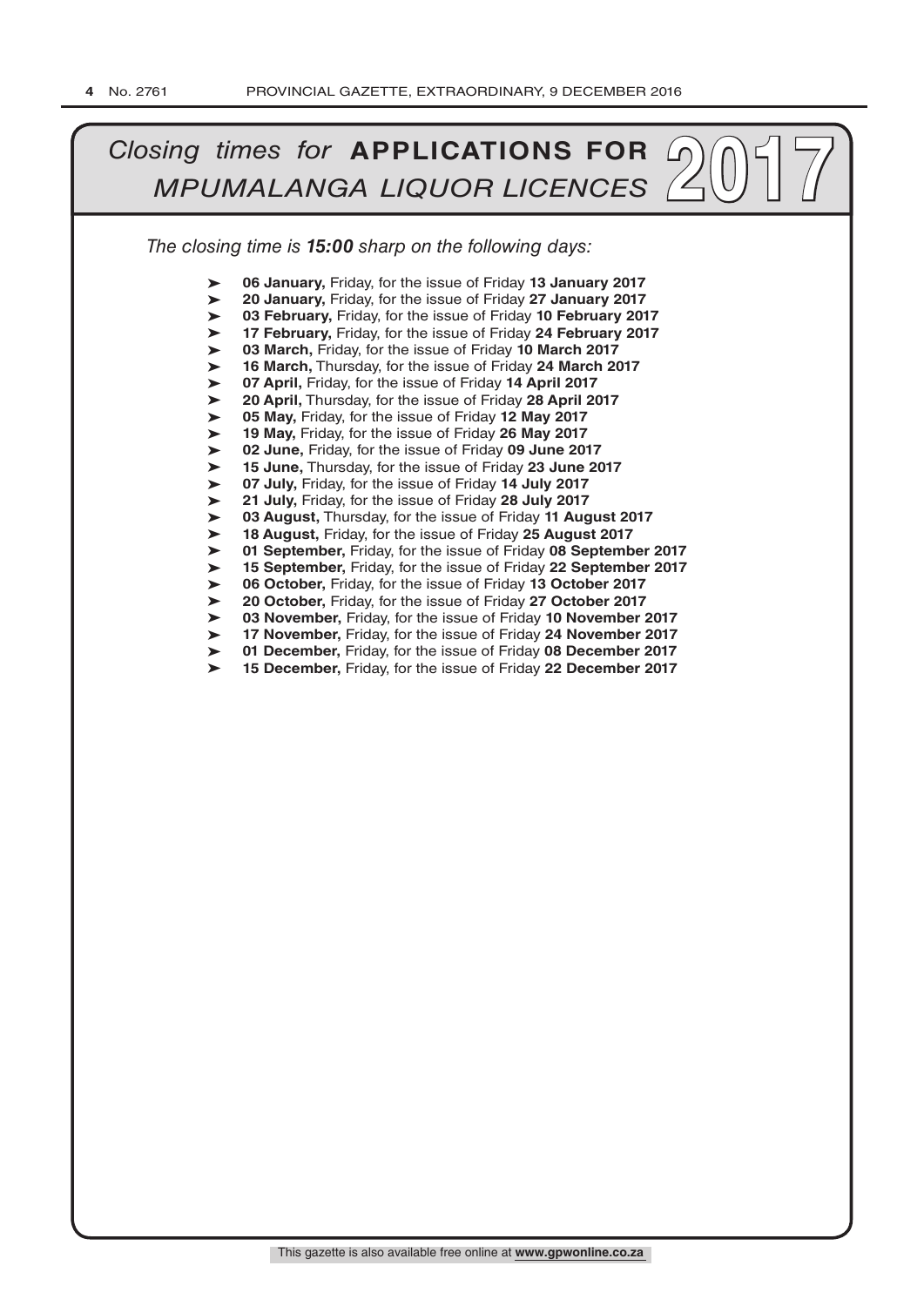# *Closing times for* APPLICATIONS FOR *MPUMALANGA LIQUOR LICENCES* 2017

*The closing time is **15:00** sharp on the following days:*

- **06 January,** Friday, for the issue of Friday **13 January 2017**
- **20 January,** Friday, for the issue of Friday **27 January 2017**
- **03 February,** Friday, for the issue of Friday **10 February 2017**
- **17 February,** Friday, for the issue of Friday **24 February 2017**
- **03 March,** Friday, for the issue of Friday **10 March 2017**
- **16 March,** Thursday, for the issue of Friday **24 March 2017**
- **07 April,** Friday, for the issue of Friday **14 April 2017**
- **20 April,** Thursday, for the issue of Friday **28 April 2017**
- **05 May,** Friday, for the issue of Friday **12 May 2017**
- **19 May,** Friday, for the issue of Friday **26 May 2017**
- **02 June,** Friday, for the issue of Friday **09 June 2017**
- **15 June,** Thursday, for the issue of Friday **23 June 2017**
- **07 July,** Friday, for the issue of Friday **14 July 2017**
- **21 July,** Friday, for the issue of Friday **28 July 2017**
- **03 August,** Thursday, for the issue of Friday **11 August 2017**
- **18 August,** Friday, for the issue of Friday **25 August 2017**
- **01 September,** Friday, for the issue of Friday **08 September 2017**
- **15 September,** Friday, for the issue of Friday **22 September 2017**
- **06 October,** Friday, for the issue of Friday **13 October 2017**
- **20 October,** Friday, for the issue of Friday **27 October 2017**
- **03 November,** Friday, for the issue of Friday **10 November 2017**
- **17 November,** Friday, for the issue of Friday **24 November 2017**
- **01 December,** Friday, for the issue of Friday **08 December 2017**
- **15 December,** Friday, for the issue of Friday **22 December 2017**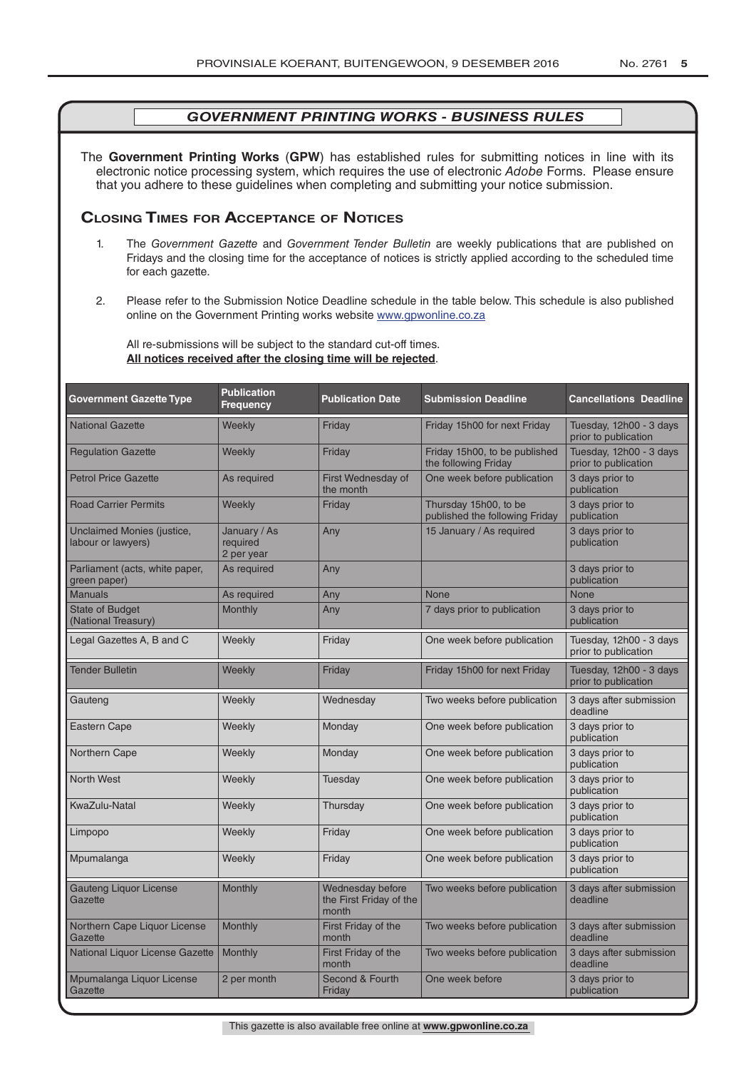## *GOVERNMENT PRINTING WORKS - BUSINESS RULES*

The **Government Printing Works** (**GPW**) has established rules for submitting notices in line with its electronic notice processing system, which requires the use of electronic *Adobe* Forms. Please ensure that you adhere to these guidelines when completing and submitting your notice submission.

### Closing Times for Acceptance of Notices

1. The *Government Gazette* and *Government Tender Bulletin* are weekly publications that are published on Fridays and the closing time for the acceptance of notices is strictly applied according to the scheduled time for each gazette.

2. Please refer to the Submission Notice Deadline schedule in the table below. This schedule is also published online on the Government Printing works website www.gpwonline.co.za

   All re-submissions will be subject to the standard cut-off times.
   **All notices received after the closing time will be rejected**.

| Government Gazette Type | Publication Frequency | Publication Date | Submission Deadline | Cancellations Deadline |
|---|---|---|---|---|
| National Gazette | Weekly | Friday | Friday 15h00 for next Friday | Tuesday, 12h00 - 3 days prior to publication |
| Regulation Gazette | Weekly | Friday | Friday 15h00, to be published the following Friday | Tuesday, 12h00 - 3 days prior to publication |
| Petrol Price Gazette | As required | First Wednesday of the month | One week before publication | 3 days prior to publication |
| Road Carrier Permits | Weekly | Friday | Thursday 15h00, to be published the following Friday | 3 days prior to publication |
| Unclaimed Monies (justice, labour or lawyers) | January / As required 2 per year | Any | 15 January / As required | 3 days prior to publication |
| Parliament (acts, white paper, green paper) | As required | Any | | 3 days prior to publication |
| Manuals | As required | Any | None | None |
| State of Budget (National Treasury) | Monthly | Any | 7 days prior to publication | 3 days prior to publication |
| Legal Gazettes A, B and C | Weekly | Friday | One week before publication | Tuesday, 12h00 - 3 days prior to publication |
| Tender Bulletin | Weekly | Friday | Friday 15h00 for next Friday | Tuesday, 12h00 - 3 days prior to publication |
| Gauteng | Weekly | Wednesday | Two weeks before publication | 3 days after submission deadline |
| Eastern Cape | Weekly | Monday | One week before publication | 3 days prior to publication |
| Northern Cape | Weekly | Monday | One week before publication | 3 days prior to publication |
| North West | Weekly | Tuesday | One week before publication | 3 days prior to publication |
| KwaZulu-Natal | Weekly | Thursday | One week before publication | 3 days prior to publication |
| Limpopo | Weekly | Friday | One week before publication | 3 days prior to publication |
| Mpumalanga | Weekly | Friday | One week before publication | 3 days prior to publication |
| Gauteng Liquor License Gazette | Monthly | Wednesday before the First Friday of the month | Two weeks before publication | 3 days after submission deadline |
| Northern Cape Liquor License Gazette | Monthly | First Friday of the month | Two weeks before publication | 3 days after submission deadline |
| National Liquor License Gazette | Monthly | First Friday of the month | Two weeks before publication | 3 days after submission deadline |
| Mpumalanga Liquor License Gazette | 2 per month | Second & Fourth Friday | One week before | 3 days prior to publication |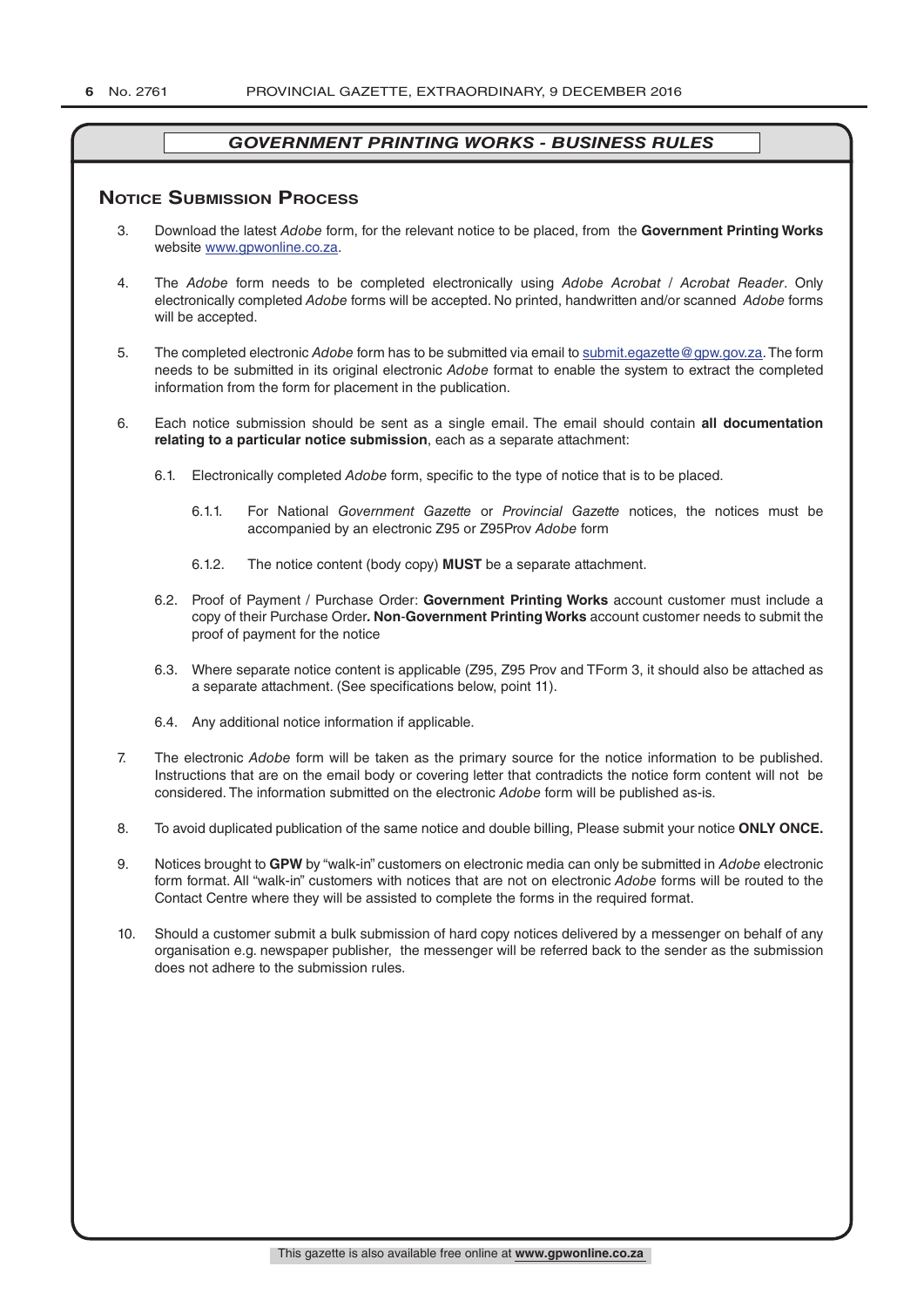## GOVERNMENT PRINTING WORKS - BUSINESS RULES

### Notice Submission Process

3. Download the latest *Adobe* form, for the relevant notice to be placed, from the **Government Printing Works** website www.gpwonline.co.za.

4. The *Adobe* form needs to be completed electronically using *Adobe Acrobat* / *Acrobat Reader*. Only electronically completed *Adobe* forms will be accepted. No printed, handwritten and/or scanned *Adobe* forms will be accepted.

5. The completed electronic *Adobe* form has to be submitted via email to submit.egazette@gpw.gov.za. The form needs to be submitted in its original electronic *Adobe* format to enable the system to extract the completed information from the form for placement in the publication.

6. Each notice submission should be sent as a single email. The email should contain **all documentation relating to a particular notice submission**, each as a separate attachment:

   6.1. Electronically completed *Adobe* form, specific to the type of notice that is to be placed.

      6.1.1. For National *Government Gazette* or *Provincial Gazette* notices, the notices must be accompanied by an electronic Z95 or Z95Prov *Adobe* form

      6.1.2. The notice content (body copy) **MUST** be a separate attachment.

   6.2. Proof of Payment / Purchase Order: **Government Printing Works** account customer must include a copy of their Purchase Order**. Non**-**Government Printing Works** account customer needs to submit the proof of payment for the notice

   6.3. Where separate notice content is applicable (Z95, Z95 Prov and TForm 3, it should also be attached as a separate attachment. (See specifications below, point 11).

   6.4. Any additional notice information if applicable.

7. The electronic *Adobe* form will be taken as the primary source for the notice information to be published. Instructions that are on the email body or covering letter that contradicts the notice form content will not be considered. The information submitted on the electronic *Adobe* form will be published as-is.

8. To avoid duplicated publication of the same notice and double billing, Please submit your notice **ONLY ONCE.**

9. Notices brought to **GPW** by "walk-in" customers on electronic media can only be submitted in *Adobe* electronic form format. All "walk-in" customers with notices that are not on electronic *Adobe* forms will be routed to the Contact Centre where they will be assisted to complete the forms in the required format.

10. Should a customer submit a bulk submission of hard copy notices delivered by a messenger on behalf of any organisation e.g. newspaper publisher, the messenger will be referred back to the sender as the submission does not adhere to the submission rules.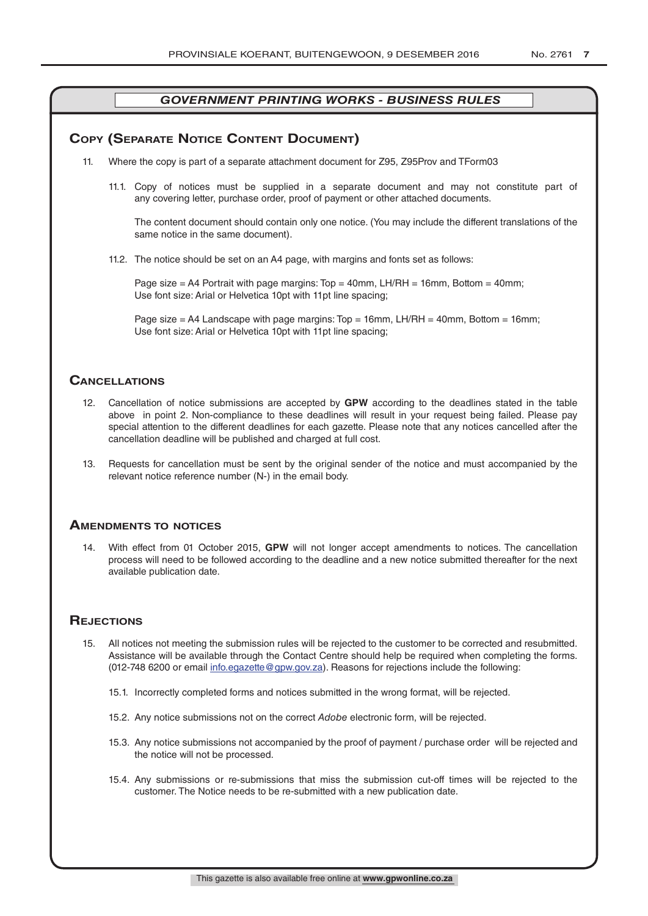## *GOVERNMENT PRINTING WORKS - BUSINESS RULES*

### Copy (Separate Notice Content Document)

11. Where the copy is part of a separate attachment document for Z95, Z95Prov and TForm03

    11.1. Copy of notices must be supplied in a separate document and may not constitute part of any covering letter, purchase order, proof of payment or other attached documents.

    The content document should contain only one notice. (You may include the different translations of the same notice in the same document).

    11.2. The notice should be set on an A4 page, with margins and fonts set as follows:

    Page size = A4 Portrait with page margins: Top = 40mm, LH/RH = 16mm, Bottom = 40mm;
    Use font size: Arial or Helvetica 10pt with 11pt line spacing;

    Page size = A4 Landscape with page margins: Top = 16mm, LH/RH = 40mm, Bottom = 16mm;
    Use font size: Arial or Helvetica 10pt with 11pt line spacing;

### Cancellations

12. Cancellation of notice submissions are accepted by **GPW** according to the deadlines stated in the table above in point 2. Non-compliance to these deadlines will result in your request being failed. Please pay special attention to the different deadlines for each gazette. Please note that any notices cancelled after the cancellation deadline will be published and charged at full cost.

13. Requests for cancellation must be sent by the original sender of the notice and must accompanied by the relevant notice reference number (N-) in the email body.

### Amendments to notices

14. With effect from 01 October 2015, **GPW** will not longer accept amendments to notices. The cancellation process will need to be followed according to the deadline and a new notice submitted thereafter for the next available publication date.

### Rejections

15. All notices not meeting the submission rules will be rejected to the customer to be corrected and resubmitted. Assistance will be available through the Contact Centre should help be required when completing the forms. (012-748 6200 or email info.egazette@gpw.gov.za). Reasons for rejections include the following:

    15.1. Incorrectly completed forms and notices submitted in the wrong format, will be rejected.

    15.2. Any notice submissions not on the correct *Adobe* electronic form, will be rejected.

    15.3. Any notice submissions not accompanied by the proof of payment / purchase order will be rejected and the notice will not be processed.

    15.4. Any submissions or re-submissions that miss the submission cut-off times will be rejected to the customer. The Notice needs to be re-submitted with a new publication date.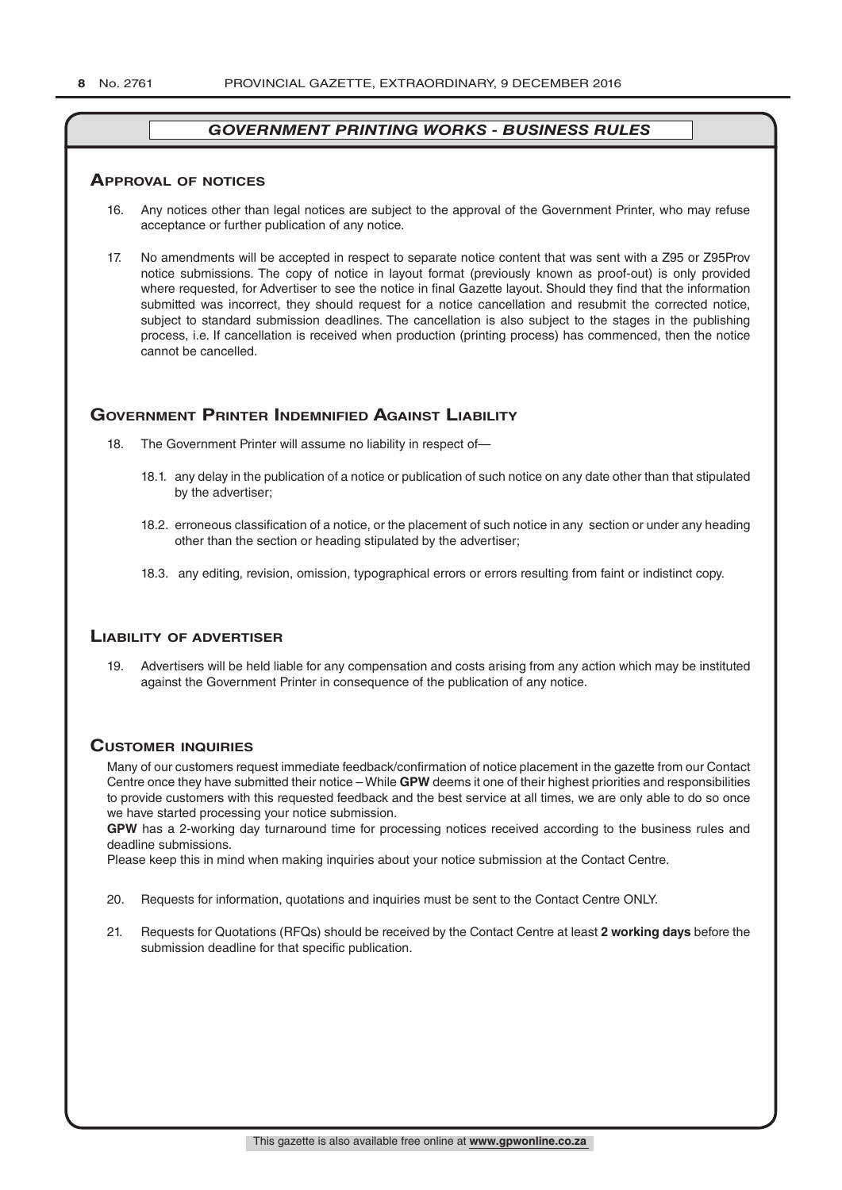## GOVERNMENT PRINTING WORKS - BUSINESS RULES

### Approval of notices

16. Any notices other than legal notices are subject to the approval of the Government Printer, who may refuse acceptance or further publication of any notice.

17. No amendments will be accepted in respect to separate notice content that was sent with a Z95 or Z95Prov notice submissions. The copy of notice in layout format (previously known as proof-out) is only provided where requested, for Advertiser to see the notice in final Gazette layout. Should they find that the information submitted was incorrect, they should request for a notice cancellation and resubmit the corrected notice, subject to standard submission deadlines. The cancellation is also subject to the stages in the publishing process, i.e. If cancellation is received when production (printing process) has commenced, then the notice cannot be cancelled.

### Government Printer Indemnified Against Liability

18. The Government Printer will assume no liability in respect of—

    18.1. any delay in the publication of a notice or publication of such notice on any date other than that stipulated by the advertiser;

    18.2. erroneous classification of a notice, or the placement of such notice in any section or under any heading other than the section or heading stipulated by the advertiser;

    18.3. any editing, revision, omission, typographical errors or errors resulting from faint or indistinct copy.

### Liability of advertiser

19. Advertisers will be held liable for any compensation and costs arising from any action which may be instituted against the Government Printer in consequence of the publication of any notice.

### Customer inquiries

Many of our customers request immediate feedback/confirmation of notice placement in the gazette from our Contact Centre once they have submitted their notice – While **GPW** deems it one of their highest priorities and responsibilities to provide customers with this requested feedback and the best service at all times, we are only able to do so once we have started processing your notice submission.

**GPW** has a 2-working day turnaround time for processing notices received according to the business rules and deadline submissions.

Please keep this in mind when making inquiries about your notice submission at the Contact Centre.

20. Requests for information, quotations and inquiries must be sent to the Contact Centre ONLY.

21. Requests for Quotations (RFQs) should be received by the Contact Centre at least **2 working days** before the submission deadline for that specific publication.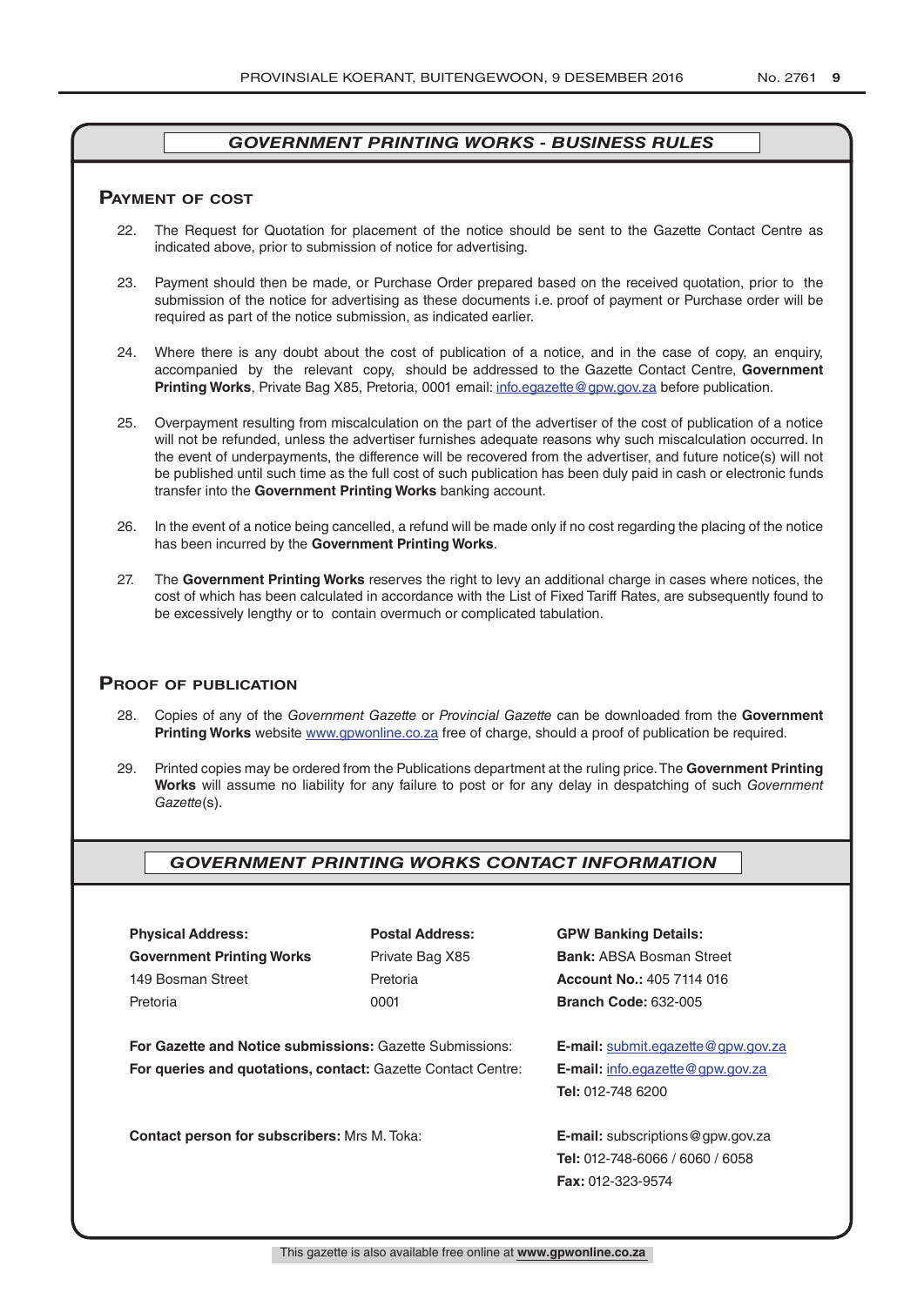## *GOVERNMENT PRINTING WORKS - BUSINESS RULES*

### Payment of cost

22. The Request for Quotation for placement of the notice should be sent to the Gazette Contact Centre as indicated above, prior to submission of notice for advertising.

23. Payment should then be made, or Purchase Order prepared based on the received quotation, prior to the submission of the notice for advertising as these documents i.e. proof of payment or Purchase order will be required as part of the notice submission, as indicated earlier.

24. Where there is any doubt about the cost of publication of a notice, and in the case of copy, an enquiry, accompanied by the relevant copy, should be addressed to the Gazette Contact Centre, **Government Printing Works**, Private Bag X85, Pretoria, 0001 email: info.egazette@gpw.gov.za before publication.

25. Overpayment resulting from miscalculation on the part of the advertiser of the cost of publication of a notice will not be refunded, unless the advertiser furnishes adequate reasons why such miscalculation occurred. In the event of underpayments, the difference will be recovered from the advertiser, and future notice(s) will not be published until such time as the full cost of such publication has been duly paid in cash or electronic funds transfer into the **Government Printing Works** banking account.

26. In the event of a notice being cancelled, a refund will be made only if no cost regarding the placing of the notice has been incurred by the **Government Printing Works**.

27. The **Government Printing Works** reserves the right to levy an additional charge in cases where notices, the cost of which has been calculated in accordance with the List of Fixed Tariff Rates, are subsequently found to be excessively lengthy or to contain overmuch or complicated tabulation.

### Proof of publication

28. Copies of any of the *Government Gazette* or *Provincial Gazette* can be downloaded from the **Government Printing Works** website www.gpwonline.co.za free of charge, should a proof of publication be required.

29. Printed copies may be ordered from the Publications department at the ruling price. The **Government Printing Works** will assume no liability for any failure to post or for any delay in despatching of such *Government Gazette*(s).

## *GOVERNMENT PRINTING WORKS CONTACT INFORMATION*

**Physical Address:**
**Government Printing Works**
149 Bosman Street
Pretoria

**Postal Address:**
Private Bag X85
Pretoria
0001

**GPW Banking Details:**
**Bank:** ABSA Bosman Street
**Account No.:** 405 7114 016
**Branch Code:** 632-005

**For Gazette and Notice submissions:** Gazette Submissions: **E-mail:** submit.egazette@gpw.gov.za
**For queries and quotations, contact:** Gazette Contact Centre: **E-mail:** info.egazette@gpw.gov.za
**Tel:** 012-748 6200

**Contact person for subscribers:** Mrs M. Toka: **E-mail:** subscriptions@gpw.gov.za
**Tel:** 012-748-6066 / 6060 / 6058
**Fax:** 012-323-9574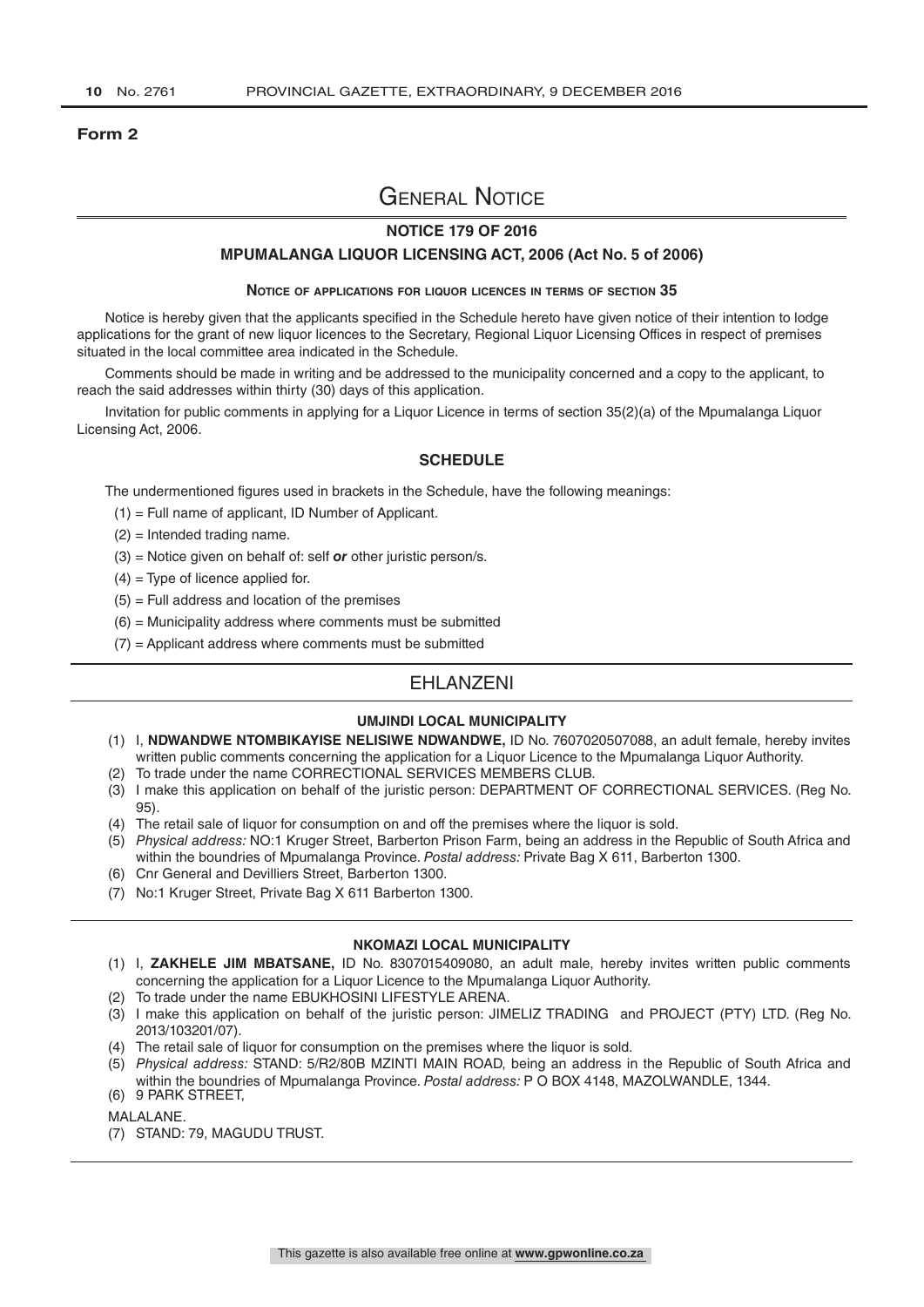**Form 2**

# General Notice

## NOTICE 179 OF 2016

## MPUMALANGA LIQUOR LICENSING ACT, 2006 (Act No. 5 of 2006)

### Notice of applications for liquor licences in terms of section 35

Notice is hereby given that the applicants specified in the Schedule hereto have given notice of their intention to lodge applications for the grant of new liquor licences to the Secretary, Regional Liquor Licensing Offices in respect of premises situated in the local committee area indicated in the Schedule.

Comments should be made in writing and be addressed to the municipality concerned and a copy to the applicant, to reach the said addresses within thirty (30) days of this application.

Invitation for public comments in applying for a Liquor Licence in terms of section 35(2)(a) of the Mpumalanga Liquor Licensing Act, 2006.

### SCHEDULE

The undermentioned figures used in brackets in the Schedule, have the following meanings:

(1) = Full name of applicant, ID Number of Applicant.

(2) = Intended trading name.

(3) = Notice given on behalf of: self ***or*** other juristic person/s.

(4) = Type of licence applied for.

(5) = Full address and location of the premises

(6) = Municipality address where comments must be submitted

(7) = Applicant address where comments must be submitted

## EHLANZENI

### UMJINDI LOCAL MUNICIPALITY

(1) I, **NDWANDWE NTOMBIKAYISE NELISIWE NDWANDWE,** ID No. 7607020507088, an adult female, hereby invites written public comments concerning the application for a Liquor Licence to the Mpumalanga Liquor Authority.
(2) To trade under the name CORRECTIONAL SERVICES MEMBERS CLUB.
(3) I make this application on behalf of the juristic person: DEPARTMENT OF CORRECTIONAL SERVICES. (Reg No. 95).
(4) The retail sale of liquor for consumption on and off the premises where the liquor is sold.
(5) *Physical address:* NO:1 Kruger Street, Barberton Prison Farm, being an address in the Republic of South Africa and within the boundries of Mpumalanga Province. *Postal address:* Private Bag X 611, Barberton 1300.
(6) Cnr General and Devilliers Street, Barberton 1300.
(7) No:1 Kruger Street, Private Bag X 611 Barberton 1300.

### NKOMAZI LOCAL MUNICIPALITY

(1) I, **ZAKHELE JIM MBATSANE,** ID No. 8307015409080, an adult male, hereby invites written public comments concerning the application for a Liquor Licence to the Mpumalanga Liquor Authority.
(2) To trade under the name EBUKHOSINI LIFESTYLE ARENA.
(3) I make this application on behalf of the juristic person: JIMELIZ TRADING and PROJECT (PTY) LTD. (Reg No. 2013/103201/07).
(4) The retail sale of liquor for consumption on the premises where the liquor is sold.
(5) *Physical address:* STAND: 5/R2/80B MZINTI MAIN ROAD, being an address in the Republic of South Africa and within the boundries of Mpumalanga Province. *Postal address:* P O BOX 4148, MAZOLWANDLE, 1344.
(6) 9 PARK STREET,

MALALANE.

(7) STAND: 79, MAGUDU TRUST.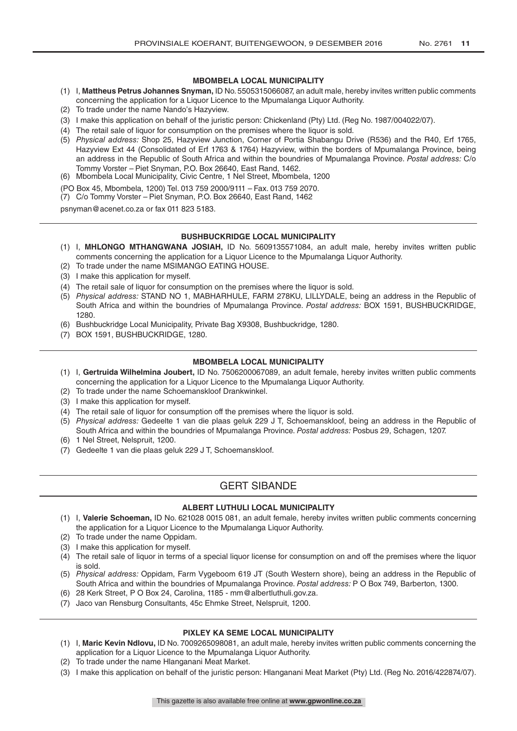#### MBOMBELA LOCAL MUNICIPALITY

(1) I, **Mattheus Petrus Johannes Snyman,** ID No. 5505315066087, an adult male, hereby invites written public comments concerning the application for a Liquor Licence to the Mpumalanga Liquor Authority.
(2) To trade under the name Nando's Hazyview.
(3) I make this application on behalf of the juristic person: Chickenland (Pty) Ltd. (Reg No. 1987/004022/07).
(4) The retail sale of liquor for consumption on the premises where the liquor is sold.
(5) *Physical address:* Shop 25, Hazyview Junction, Corner of Portia Shabangu Drive (R536) and the R40, Erf 1765, Hazyview Ext 44 (Consolidated of Erf 1763 & 1764) Hazyview, within the borders of Mpumalanga Province, being an address in the Republic of South Africa and within the boundries of Mpumalanga Province. *Postal address:* C/o Tommy Vorster – Piet Snyman, P.O. Box 26640, East Rand, 1462.
(6) Mbombela Local Municipality, Civic Centre, 1 Nel Street, Mbombela, 1200

(PO Box 45, Mbombela, 1200) Tel. 013 759 2000/9111 – Fax. 013 759 2070.

(7) C/o Tommy Vorster – Piet Snyman, P.O. Box 26640, East Rand, 1462

psnyman@acenet.co.za or fax 011 823 5183.

---

#### BUSHBUCKRIDGE LOCAL MUNICIPALITY

(1) I, **MHLONGO MTHANGWANA JOSIAH,** ID No. 5609135571084, an adult male, hereby invites written public comments concerning the application for a Liquor Licence to the Mpumalanga Liquor Authority.
(2) To trade under the name MSIMANGO EATING HOUSE.
(3) I make this application for myself.
(4) The retail sale of liquor for consumption on the premises where the liquor is sold.
(5) *Physical address:* STAND NO 1, MABHARHULE, FARM 278KU, LILLYDALE, being an address in the Republic of South Africa and within the boundries of Mpumalanga Province. *Postal address:* BOX 1591, BUSHBUCKRIDGE, 1280.
(6) Bushbuckridge Local Municipality, Private Bag X9308, Bushbuckridge, 1280.
(7) BOX 1591, BUSHBUCKRIDGE, 1280.

---

#### MBOMBELA LOCAL MUNICIPALITY

(1) I, **Gertruida Wilhelmina Joubert,** ID No. 7506200067089, an adult female, hereby invites written public comments concerning the application for a Liquor Licence to the Mpumalanga Liquor Authority.
(2) To trade under the name Schoemanskloof Drankwinkel.
(3) I make this application for myself.
(4) The retail sale of liquor for consumption off the premises where the liquor is sold.
(5) *Physical address:* Gedeelte 1 van die plaas geluk 229 J T, Schoemanskloof, being an address in the Republic of South Africa and within the boundries of Mpumalanga Province. *Postal address:* Posbus 29, Schagen, 1207.
(6) 1 Nel Street, Nelspruit, 1200.
(7) Gedeelte 1 van die plaas geluk 229 J T, Schoemanskloof.

---

## GERT SIBANDE

#### ALBERT LUTHULI LOCAL MUNICIPALITY

(1) I, **Valerie Schoeman,** ID No. 621028 0015 081, an adult female, hereby invites written public comments concerning the application for a Liquor Licence to the Mpumalanga Liquor Authority.
(2) To trade under the name Oppidam.
(3) I make this application for myself.
(4) The retail sale of liquor in terms of a special liquor license for consumption on and off the premises where the liquor is sold.
(5) *Physical address:* Oppidam, Farm Vygeboom 619 JT (South Western shore), being an address in the Republic of South Africa and within the boundries of Mpumalanga Province. *Postal address:* P O Box 749, Barberton, 1300.
(6) 28 Kerk Street, P O Box 24, Carolina, 1185 - mm@albertluthuli.gov.za.
(7) Jaco van Rensburg Consultants, 45c Ehmke Street, Nelspruit, 1200.

---

#### PIXLEY KA SEME LOCAL MUNICIPALITY

(1) I, **Maric Kevin Ndlovu,** ID No. 7009265098081, an adult male, hereby invites written public comments concerning the application for a Liquor Licence to the Mpumalanga Liquor Authority.
(2) To trade under the name Hlanganani Meat Market.
(3) I make this application on behalf of the juristic person: Hlanganani Meat Market (Pty) Ltd. (Reg No. 2016/422874/07).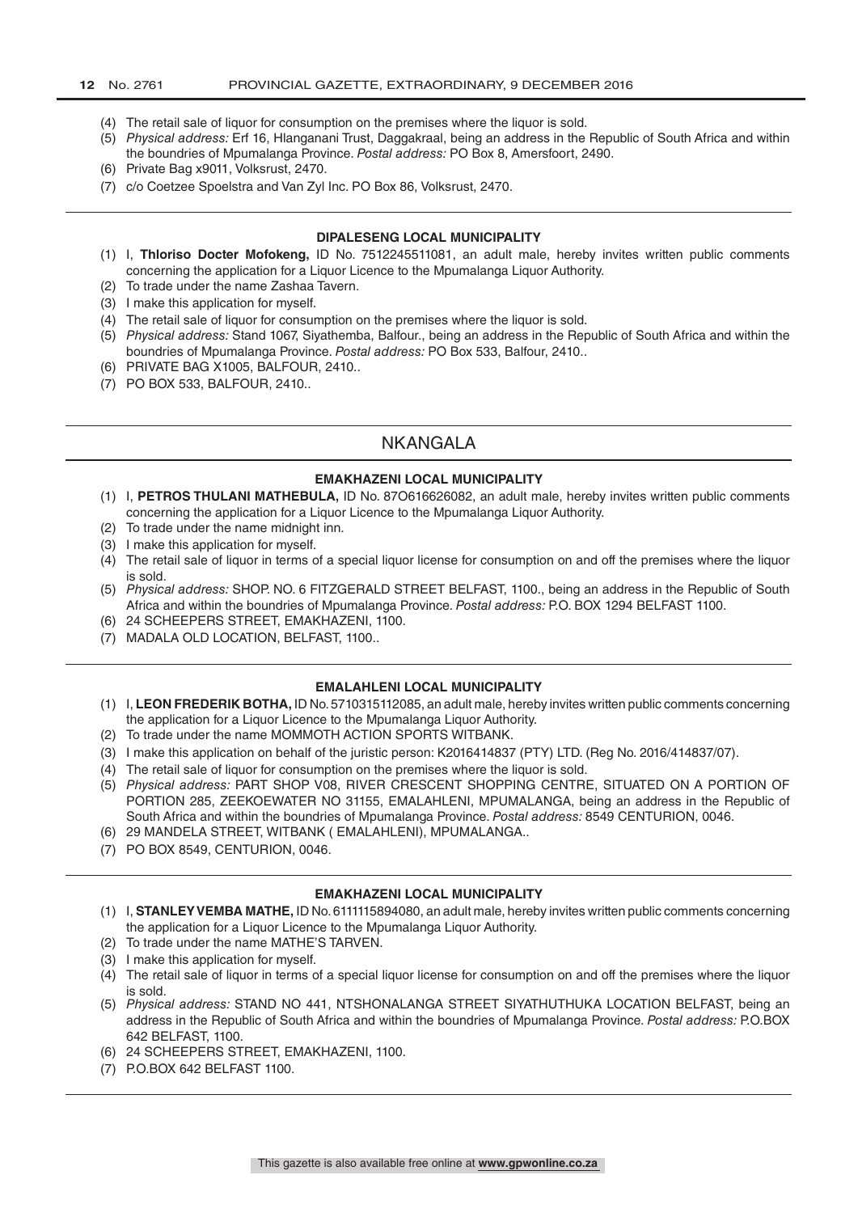(4) The retail sale of liquor for consumption on the premises where the liquor is sold.
(5) *Physical address:* Erf 16, Hlanganani Trust, Daggakraal, being an address in the Republic of South Africa and within the boundries of Mpumalanga Province. *Postal address:* PO Box 8, Amersfoort, 2490.
(6) Private Bag x9011, Volksrust, 2470.
(7) c/o Coetzee Spoelstra and Van Zyl Inc. PO Box 86, Volksrust, 2470.

---

#### DIPALESENG LOCAL MUNICIPALITY

(1) I, **Thloriso Docter Mofokeng,** ID No. 7512245511081, an adult male, hereby invites written public comments concerning the application for a Liquor Licence to the Mpumalanga Liquor Authority.
(2) To trade under the name Zashaa Tavern.
(3) I make this application for myself.
(4) The retail sale of liquor for consumption on the premises where the liquor is sold.
(5) *Physical address:* Stand 1067, Siyathemba, Balfour., being an address in the Republic of South Africa and within the boundries of Mpumalanga Province. *Postal address:* PO Box 533, Balfour, 2410..
(6) PRIVATE BAG X1005, BALFOUR, 2410..
(7) PO BOX 533, BALFOUR, 2410..

---

## NKANGALA

#### EMAKHAZENI LOCAL MUNICIPALITY

(1) I, **PETROS THULANI MATHEBULA,** ID No. 87O616626082, an adult male, hereby invites written public comments concerning the application for a Liquor Licence to the Mpumalanga Liquor Authority.
(2) To trade under the name midnight inn.
(3) I make this application for myself.
(4) The retail sale of liquor in terms of a special liquor license for consumption on and off the premises where the liquor is sold.
(5) *Physical address:* SHOP. NO. 6 FITZGERALD STREET BELFAST, 1100., being an address in the Republic of South Africa and within the boundries of Mpumalanga Province. *Postal address:* P.O. BOX 1294 BELFAST 1100.
(6) 24 SCHEEPERS STREET, EMAKHAZENI, 1100.
(7) MADALA OLD LOCATION, BELFAST, 1100..

---

#### EMALAHLENI LOCAL MUNICIPALITY

(1) I, **LEON FREDERIK BOTHA,** ID No. 5710315112085, an adult male, hereby invites written public comments concerning the application for a Liquor Licence to the Mpumalanga Liquor Authority.
(2) To trade under the name MOMMOTH ACTION SPORTS WITBANK.
(3) I make this application on behalf of the juristic person: K2016414837 (PTY) LTD. (Reg No. 2016/414837/07).
(4) The retail sale of liquor for consumption on the premises where the liquor is sold.
(5) *Physical address:* PART SHOP V08, RIVER CRESCENT SHOPPING CENTRE, SITUATED ON A PORTION OF PORTION 285, ZEEKOEWATER NO 31155, EMALAHLENI, MPUMALANGA, being an address in the Republic of South Africa and within the boundries of Mpumalanga Province. *Postal address:* 8549 CENTURION, 0046.
(6) 29 MANDELA STREET, WITBANK ( EMALAHLENI), MPUMALANGA..
(7) PO BOX 8549, CENTURION, 0046.

---

#### EMAKHAZENI LOCAL MUNICIPALITY

(1) I, **STANLEY VEMBA MATHE,** ID No. 6111115894080, an adult male, hereby invites written public comments concerning the application for a Liquor Licence to the Mpumalanga Liquor Authority.
(2) To trade under the name MATHE'S TARVEN.
(3) I make this application for myself.
(4) The retail sale of liquor in terms of a special liquor license for consumption on and off the premises where the liquor is sold.
(5) *Physical address:* STAND NO 441, NTSHONALANGA STREET SIYATHUTHUKA LOCATION BELFAST, being an address in the Republic of South Africa and within the boundries of Mpumalanga Province. *Postal address:* P.O.BOX 642 BELFAST, 1100.
(6) 24 SCHEEPERS STREET, EMAKHAZENI, 1100.
(7) P.O.BOX 642 BELFAST 1100.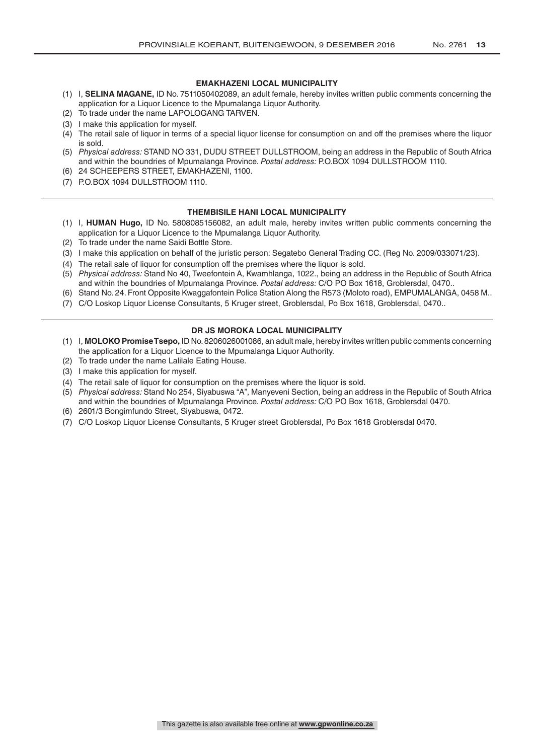**EMAKHAZENI LOCAL MUNICIPALITY**

(1) I, **SELINA MAGANE,** ID No. 7511050402089, an adult female, hereby invites written public comments concerning the application for a Liquor Licence to the Mpumalanga Liquor Authority.
(2) To trade under the name LAPOLOGANG TARVEN.
(3) I make this application for myself.
(4) The retail sale of liquor in terms of a special liquor license for consumption on and off the premises where the liquor is sold.
(5) *Physical address:* STAND NO 331, DUDU STREET DULLSTROOM, being an address in the Republic of South Africa and within the boundries of Mpumalanga Province. *Postal address:* P.O.BOX 1094 DULLSTROOM 1110.
(6) 24 SCHEEPERS STREET, EMAKHAZENI, 1100.
(7) P.O.BOX 1094 DULLSTROOM 1110.

---

**THEMBISILE HANI LOCAL MUNICIPALITY**

(1) I, **HUMAN Hugo,** ID No. 5808085156082, an adult male, hereby invites written public comments concerning the application for a Liquor Licence to the Mpumalanga Liquor Authority.
(2) To trade under the name Saidi Bottle Store.
(3) I make this application on behalf of the juristic person: Segatebo General Trading CC. (Reg No. 2009/033071/23).
(4) The retail sale of liquor for consumption off the premises where the liquor is sold.
(5) *Physical address:* Stand No 40, Tweefontein A, Kwamhlanga, 1022., being an address in the Republic of South Africa and within the boundries of Mpumalanga Province. *Postal address:* C/O PO Box 1618, Groblersdal, 0470..
(6) Stand No. 24. Front Opposite Kwaggafontein Police Station Along the R573 (Moloto road), EMPUMALANGA, 0458 M..
(7) C/O Loskop Liquor License Consultants, 5 Kruger street, Groblersdal, Po Box 1618, Groblersdal, 0470..

---

**DR JS MOROKA LOCAL MUNICIPALITY**

(1) I, **MOLOKO Promise Tsepo,** ID No. 8206026001086, an adult male, hereby invites written public comments concerning the application for a Liquor Licence to the Mpumalanga Liquor Authority.
(2) To trade under the name Lalilale Eating House.
(3) I make this application for myself.
(4) The retail sale of liquor for consumption on the premises where the liquor is sold.
(5) *Physical address:* Stand No 254, Siyabuswa "A", Manyeveni Section, being an address in the Republic of South Africa and within the boundries of Mpumalanga Province. *Postal address:* C/O PO Box 1618, Groblersdal 0470.
(6) 2601/3 Bongimfundo Street, Siyabuswa, 0472.
(7) C/O Loskop Liquor License Consultants, 5 Kruger street Groblersdal, Po Box 1618 Groblersdal 0470.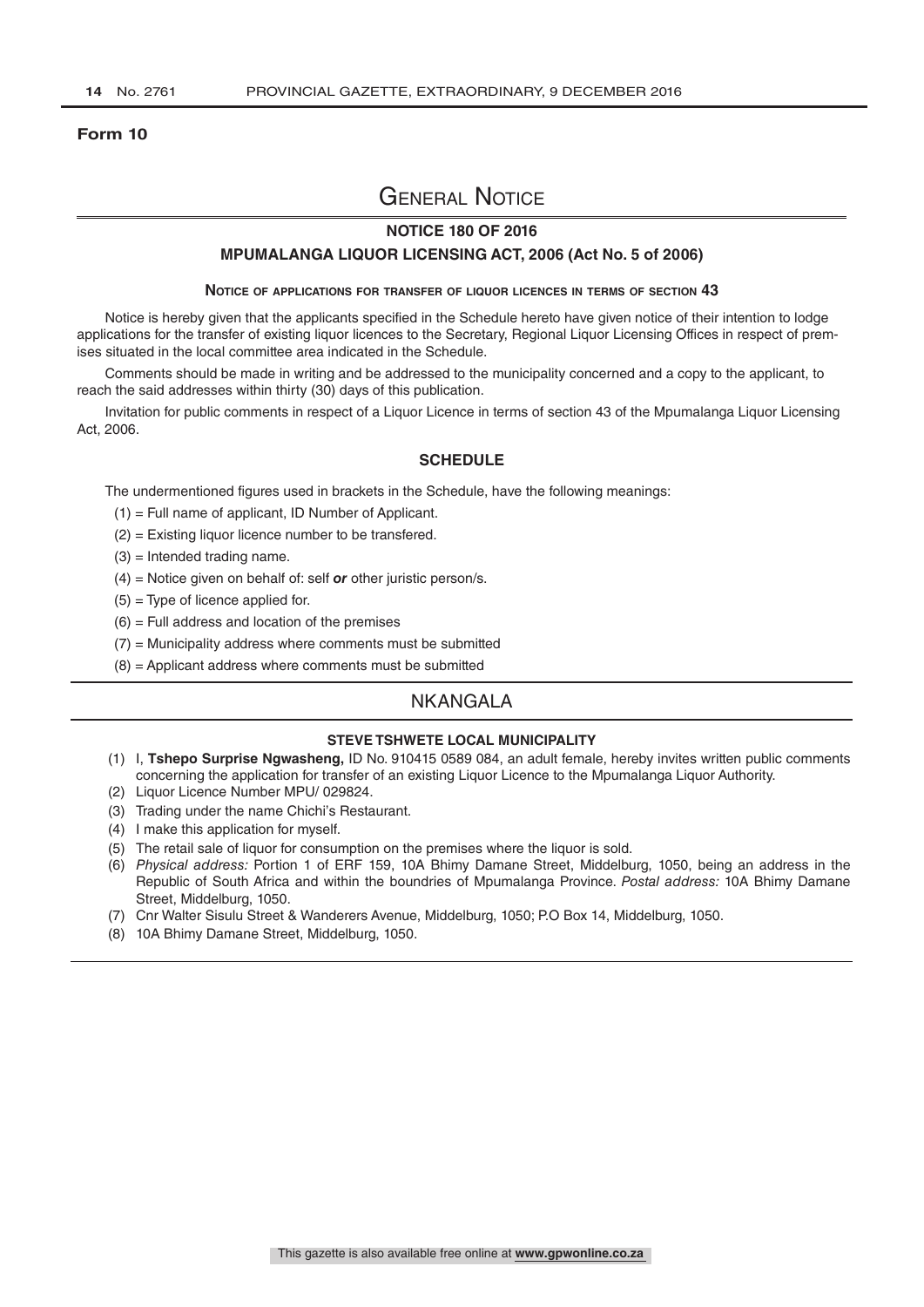**Form 10**

# General Notice

## NOTICE 180 OF 2016

## MPUMALANGA LIQUOR LICENSING ACT, 2006 (Act No. 5 of 2006)

### Notice of applications for transfer of liquor licences in terms of section 43

Notice is hereby given that the applicants specified in the Schedule hereto have given notice of their intention to lodge applications for the transfer of existing liquor licences to the Secretary, Regional Liquor Licensing Offices in respect of premises situated in the local committee area indicated in the Schedule.

Comments should be made in writing and be addressed to the municipality concerned and a copy to the applicant, to reach the said addresses within thirty (30) days of this publication.

Invitation for public comments in respect of a Liquor Licence in terms of section 43 of the Mpumalanga Liquor Licensing Act, 2006.

### SCHEDULE

The undermentioned figures used in brackets in the Schedule, have the following meanings:

(1) = Full name of applicant, ID Number of Applicant.

(2) = Existing liquor licence number to be transfered.

(3) = Intended trading name.

(4) = Notice given on behalf of: self ***or*** other juristic person/s.

(5) = Type of licence applied for.

(6) = Full address and location of the premises

(7) = Municipality address where comments must be submitted

(8) = Applicant address where comments must be submitted

## NKANGALA

### STEVE TSHWETE LOCAL MUNICIPALITY

(1) I, **Tshepo Surprise Ngwasheng,** ID No. 910415 0589 084, an adult female, hereby invites written public comments concerning the application for transfer of an existing Liquor Licence to the Mpumalanga Liquor Authority.

(2) Liquor Licence Number MPU/ 029824.

(3) Trading under the name Chichi's Restaurant.

(4) I make this application for myself.

(5) The retail sale of liquor for consumption on the premises where the liquor is sold.

(6) *Physical address:* Portion 1 of ERF 159, 10A Bhimy Damane Street, Middelburg, 1050, being an address in the Republic of South Africa and within the boundries of Mpumalanga Province. *Postal address:* 10A Bhimy Damane Street, Middelburg, 1050.

(7) Cnr Walter Sisulu Street & Wanderers Avenue, Middelburg, 1050; P.O Box 14, Middelburg, 1050.

(8) 10A Bhimy Damane Street, Middelburg, 1050.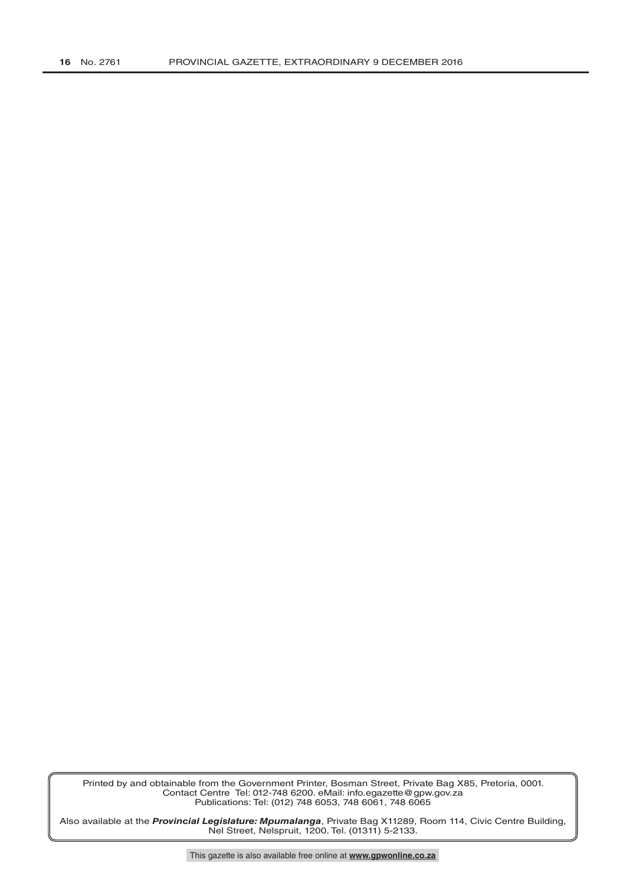Printed by and obtainable from the Government Printer, Bosman Street, Private Bag X85, Pretoria, 0001.
Contact Centre Tel: 012-748 6200. eMail: info.egazette@gpw.gov.za
Publications: Tel: (012) 748 6053, 748 6061, 748 6065

Also available at the ***Provincial Legislature: Mpumalanga***, Private Bag X11289, Room 114, Civic Centre Building, Nel Street, Nelspruit, 1200. Tel. (01311) 5-2133.

This gazette is also available free online at **www.gpwonline.co.za**